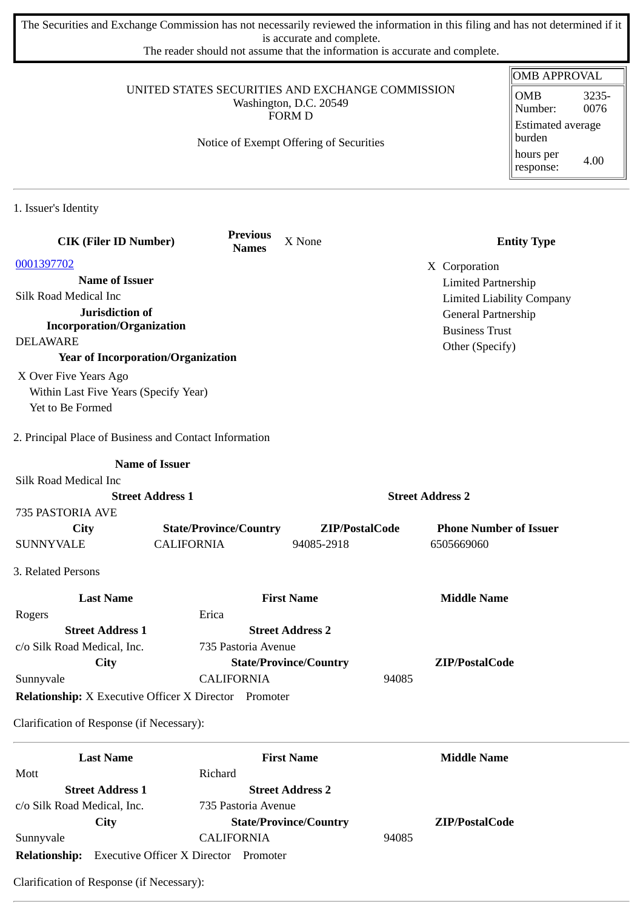The Securities and Exchange Commission has not necessarily reviewed the information in this filing and has not determined if it is accurate and complete.
The reader should not assume that the information is accurate and complete.

| OMB APPROVAL | |
|---|---|
| OMB Number: | 3235-0076 |
| Estimated average burden | |
| hours per response: | 4.00 |

UNITED STATES SECURITIES AND EXCHANGE COMMISSION
Washington, D.C. 20549
FORM D

Notice of Exempt Offering of Securities

1. Issuer's Identity

| CIK (Filer ID Number) | Previous Names | X None | Entity Type |
|---|---|---|---|
| 0001397702 | | | X Corporation |
| **Name of Issuer** | | | Limited Partnership |
| Silk Road Medical Inc | | | Limited Liability Company |
| **Jurisdiction of Incorporation/Organization** | | | General Partnership |
| DELAWARE | | | Business Trust |
| **Year of Incorporation/Organization** | | | Other (Specify) |

X Over Five Years Ago
Within Last Five Years (Specify Year)
Yet to Be Formed

2. Principal Place of Business and Contact Information

| Name of Issuer | | | |
|---|---|---|---|
| Silk Road Medical Inc | | | |
| **Street Address 1** | | **Street Address 2** | |
| 735 PASTORIA AVE | | | |
| **City** | **State/Province/Country** | **ZIP/PostalCode** | **Phone Number of Issuer** |
| SUNNYVALE | CALIFORNIA | 94085-2918 | 6505669060 |

3. Related Persons

| Last Name | First Name | Middle Name |
|---|---|---|
| Rogers | Erica | |
| **Street Address 1** | **Street Address 2** | |
| c/o Silk Road Medical, Inc. | 735 Pastoria Avenue | |
| **City** | **State/Province/Country** | **ZIP/PostalCode** |
| Sunnyvale | CALIFORNIA | 94085 |

**Relationship:** X Executive Officer X Director Promoter

Clarification of Response (if Necessary):

| Last Name | First Name | Middle Name |
|---|---|---|
| Mott | Richard | |
| **Street Address 1** | **Street Address 2** | |
| c/o Silk Road Medical, Inc. | 735 Pastoria Avenue | |
| **City** | **State/Province/Country** | **ZIP/PostalCode** |
| Sunnyvale | CALIFORNIA | 94085 |

**Relationship:** Executive Officer X Director Promoter

Clarification of Response (if Necessary):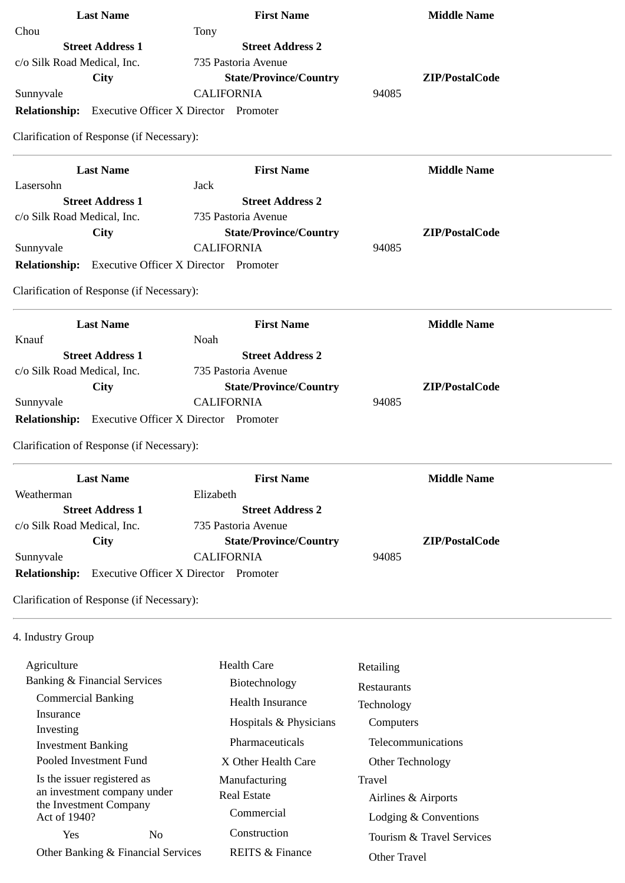| Last Name | First Name | Middle Name |
|---|---|---|
| Chou | Tony | |
| **Street Address 1** | **Street Address 2** | |
| c/o Silk Road Medical, Inc. | 735 Pastoria Avenue | |
| **City** | **State/Province/Country** | **ZIP/PostalCode** |
| Sunnyvale | CALIFORNIA | 94085 |

**Relationship:** Executive Officer X Director Promoter

Clarification of Response (if Necessary):

---

| Last Name | First Name | Middle Name |
|---|---|---|
| Lasersohn | Jack | |
| **Street Address 1** | **Street Address 2** | |
| c/o Silk Road Medical, Inc. | 735 Pastoria Avenue | |
| **City** | **State/Province/Country** | **ZIP/PostalCode** |
| Sunnyvale | CALIFORNIA | 94085 |

**Relationship:** Executive Officer X Director Promoter

Clarification of Response (if Necessary):

---

| Last Name | First Name | Middle Name |
|---|---|---|
| Knauf | Noah | |
| **Street Address 1** | **Street Address 2** | |
| c/o Silk Road Medical, Inc. | 735 Pastoria Avenue | |
| **City** | **State/Province/Country** | **ZIP/PostalCode** |
| Sunnyvale | CALIFORNIA | 94085 |

**Relationship:** Executive Officer X Director Promoter

Clarification of Response (if Necessary):

---

| Last Name | First Name | Middle Name |
|---|---|---|
| Weatherman | Elizabeth | |
| **Street Address 1** | **Street Address 2** | |
| c/o Silk Road Medical, Inc. | 735 Pastoria Avenue | |
| **City** | **State/Province/Country** | **ZIP/PostalCode** |
| Sunnyvale | CALIFORNIA | 94085 |

**Relationship:** Executive Officer X Director Promoter

Clarification of Response (if Necessary):

---

4. Industry Group

- Agriculture
- Banking & Financial Services
  - Commercial Banking
  - Insurance
  - Investing
  - Investment Banking
  - Pooled Investment Fund
  - Is the issuer registered as an investment company under the Investment Company Act of 1940?
    - Yes No
  - Other Banking & Financial Services
- Health Care
  - Biotechnology
  - Health Insurance
  - Hospitals & Physicians
  - Pharmaceuticals
  - X Other Health Care
- Manufacturing
- Real Estate
  - Commercial
  - Construction
  - REITS & Finance
- Retailing
- Restaurants
- Technology
  - Computers
  - Telecommunications
  - Other Technology
- Travel
  - Airlines & Airports
  - Lodging & Conventions
  - Tourism & Travel Services
  - Other Travel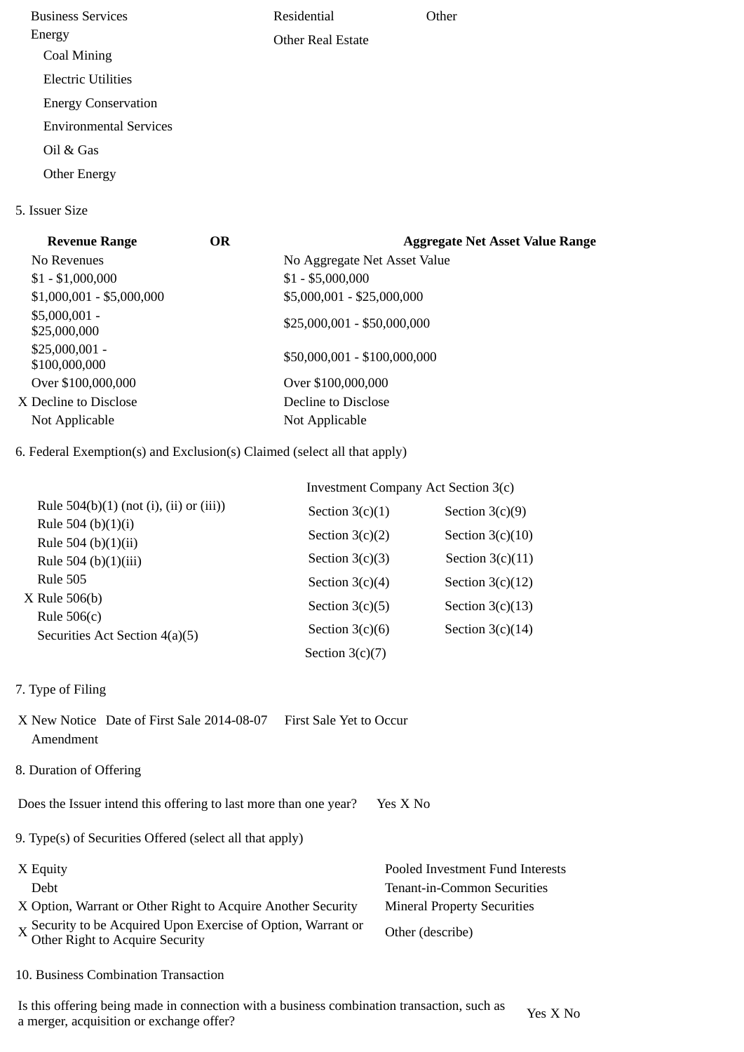| | | |
|---|---|---|
| Business Services | Residential | Other |
| Energy | Other Real Estate | |
| Coal Mining | | |
| Electric Utilities | | |
| Energy Conservation | | |
| Environmental Services | | |
| Oil & Gas | | |
| Other Energy | | |

5. Issuer Size

| Revenue Range | OR | Aggregate Net Asset Value Range |
|---|---|---|
| No Revenues | | No Aggregate Net Asset Value |
| $1 - $1,000,000 | | $1 - $5,000,000 |
| $1,000,001 - $5,000,000 | | $5,000,001 - $25,000,000 |
| $5,000,001 - $25,000,000 | | $25,000,001 - $50,000,000 |
| $25,000,001 - $100,000,000 | | $50,000,001 - $100,000,000 |
| Over $100,000,000 | | Over $100,000,000 |
| X Decline to Disclose | | Decline to Disclose |
| Not Applicable | | Not Applicable |

6. Federal Exemption(s) and Exclusion(s) Claimed (select all that apply)

| | Investment Company Act Section 3(c) | |
|---|---|---|
| Rule 504(b)(1) (not (i), (ii) or (iii)) | Section 3(c)(1) | Section 3(c)(9) |
| Rule 504 (b)(1)(i) | Section 3(c)(2) | Section 3(c)(10) |
| Rule 504 (b)(1)(ii) | Section 3(c)(3) | Section 3(c)(11) |
| Rule 504 (b)(1)(iii) | Section 3(c)(4) | Section 3(c)(12) |
| Rule 505 | Section 3(c)(5) | Section 3(c)(13) |
| X Rule 506(b) | Section 3(c)(6) | Section 3(c)(14) |
| Rule 506(c) | Section 3(c)(7) | |
| Securities Act Section 4(a)(5) | | |

7. Type of Filing

X New Notice Date of First Sale 2014-08-07 First Sale Yet to Occur
Amendment

8. Duration of Offering

Does the Issuer intend this offering to last more than one year? Yes X No

9. Type(s) of Securities Offered (select all that apply)

| | |
|---|---|
| X Equity | Pooled Investment Fund Interests |
| Debt | Tenant-in-Common Securities |
| X Option, Warrant or Other Right to Acquire Another Security | Mineral Property Securities |
| X Security to be Acquired Upon Exercise of Option, Warrant or Other Right to Acquire Security | Other (describe) |

10. Business Combination Transaction

Is this offering being made in connection with a business combination transaction, such as a merger, acquisition or exchange offer? Yes X No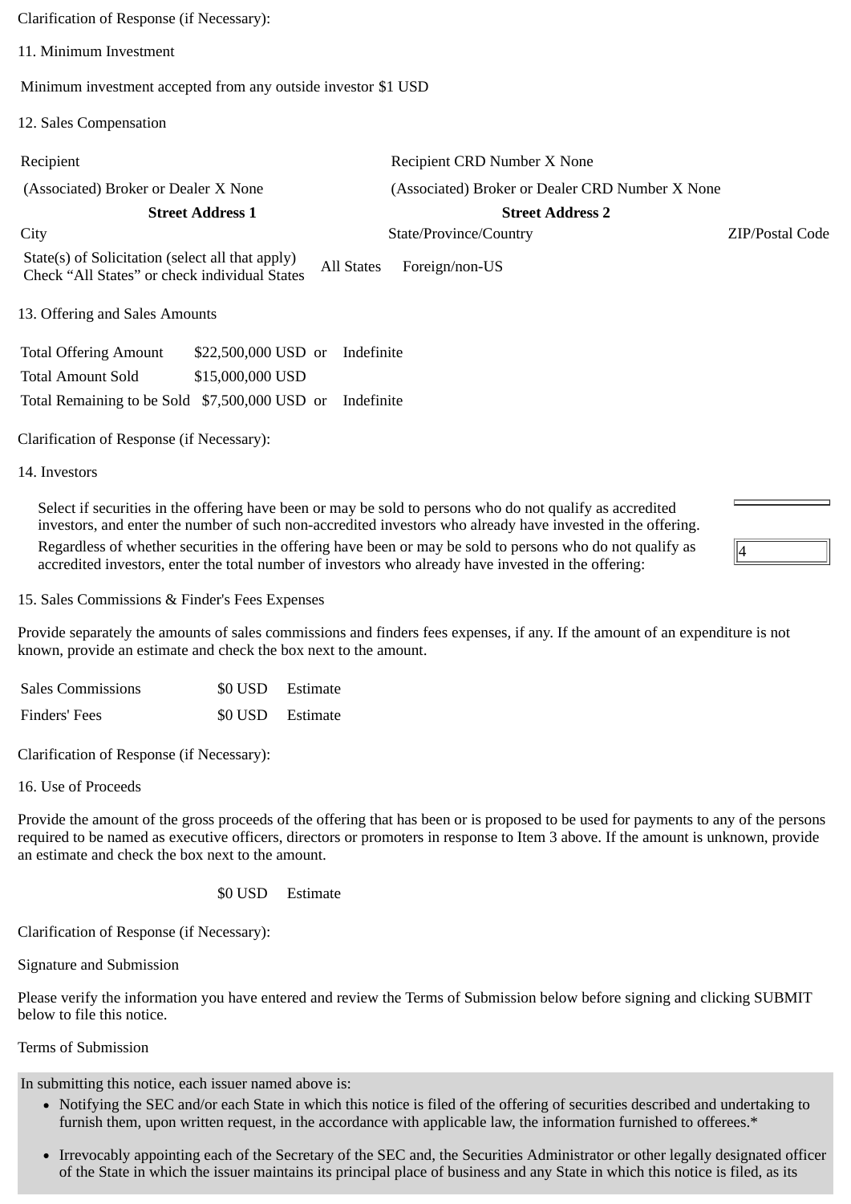Clarification of Response (if Necessary):

11. Minimum Investment

Minimum investment accepted from any outside investor $1 USD

12. Sales Compensation

| Recipient | Recipient CRD Number X None | |
|---|---|---|
| (Associated) Broker or Dealer X None | (Associated) Broker or Dealer CRD Number X None | |
| **Street Address 1** | **Street Address 2** | |
| City | State/Province/Country | ZIP/Postal Code |
| State(s) of Solicitation (select all that apply) Check “All States” or check individual States | All States Foreign/non-US | |

13. Offering and Sales Amounts

| | | | |
|---|---|---|---|
| Total Offering Amount | $22,500,000 USD | or | Indefinite |
| Total Amount Sold | $15,000,000 USD | | |
| Total Remaining to be Sold | $7,500,000 USD | or | Indefinite |

Clarification of Response (if Necessary):

14. Investors

Select if securities in the offering have been or may be sold to persons who do not qualify as accredited investors, and enter the number of such non-accredited investors who already have invested in the offering.

Regardless of whether securities in the offering have been or may be sold to persons who do not qualify as accredited investors, enter the total number of investors who already have invested in the offering: 4

15. Sales Commissions & Finder's Fees Expenses

Provide separately the amounts of sales commissions and finders fees expenses, if any. If the amount of an expenditure is not known, provide an estimate and check the box next to the amount.

| | | |
|---|---|---|
| Sales Commissions | $0 USD | Estimate |
| Finders' Fees | $0 USD | Estimate |

Clarification of Response (if Necessary):

16. Use of Proceeds

Provide the amount of the gross proceeds of the offering that has been or is proposed to be used for payments to any of the persons required to be named as executive officers, directors or promoters in response to Item 3 above. If the amount is unknown, provide an estimate and check the box next to the amount.

$0 USD Estimate

Clarification of Response (if Necessary):

Signature and Submission

Please verify the information you have entered and review the Terms of Submission below before signing and clicking SUBMIT below to file this notice.

Terms of Submission

In submitting this notice, each issuer named above is:

- Notifying the SEC and/or each State in which this notice is filed of the offering of securities described and undertaking to furnish them, upon written request, in the accordance with applicable law, the information furnished to offerees.*
- Irrevocably appointing each of the Secretary of the SEC and, the Securities Administrator or other legally designated officer of the State in which the issuer maintains its principal place of business and any State in which this notice is filed, as its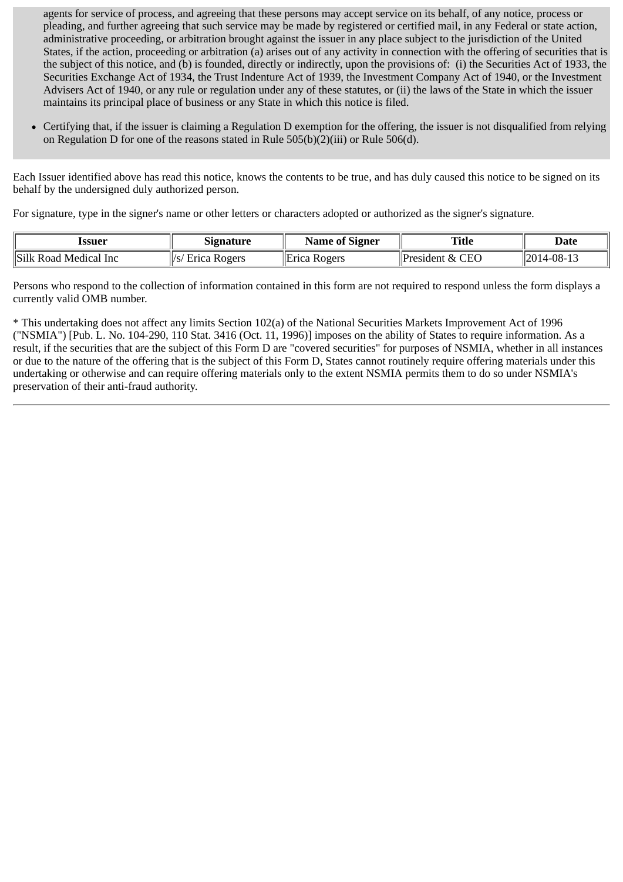agents for service of process, and agreeing that these persons may accept service on its behalf, of any notice, process or pleading, and further agreeing that such service may be made by registered or certified mail, in any Federal or state action, administrative proceeding, or arbitration brought against the issuer in any place subject to the jurisdiction of the United States, if the action, proceeding or arbitration (a) arises out of any activity in connection with the offering of securities that is the subject of this notice, and (b) is founded, directly or indirectly, upon the provisions of: (i) the Securities Act of 1933, the Securities Exchange Act of 1934, the Trust Indenture Act of 1939, the Investment Company Act of 1940, or the Investment Advisers Act of 1940, or any rule or regulation under any of these statutes, or (ii) the laws of the State in which the issuer maintains its principal place of business or any State in which this notice is filed.

- Certifying that, if the issuer is claiming a Regulation D exemption for the offering, the issuer is not disqualified from relying on Regulation D for one of the reasons stated in Rule 505(b)(2)(iii) or Rule 506(d).

Each Issuer identified above has read this notice, knows the contents to be true, and has duly caused this notice to be signed on its behalf by the undersigned duly authorized person.

For signature, type in the signer's name or other letters or characters adopted or authorized as the signer's signature.

| Issuer | Signature | Name of Signer | Title | Date |
|---|---|---|---|---|
| Silk Road Medical Inc | /s/ Erica Rogers | Erica Rogers | President & CEO | 2014-08-13 |

Persons who respond to the collection of information contained in this form are not required to respond unless the form displays a currently valid OMB number.

* This undertaking does not affect any limits Section 102(a) of the National Securities Markets Improvement Act of 1996 ("NSMIA") [Pub. L. No. 104-290, 110 Stat. 3416 (Oct. 11, 1996)] imposes on the ability of States to require information. As a result, if the securities that are the subject of this Form D are "covered securities" for purposes of NSMIA, whether in all instances or due to the nature of the offering that is the subject of this Form D, States cannot routinely require offering materials under this undertaking or otherwise and can require offering materials only to the extent NSMIA permits them to do so under NSMIA's preservation of their anti-fraud authority.